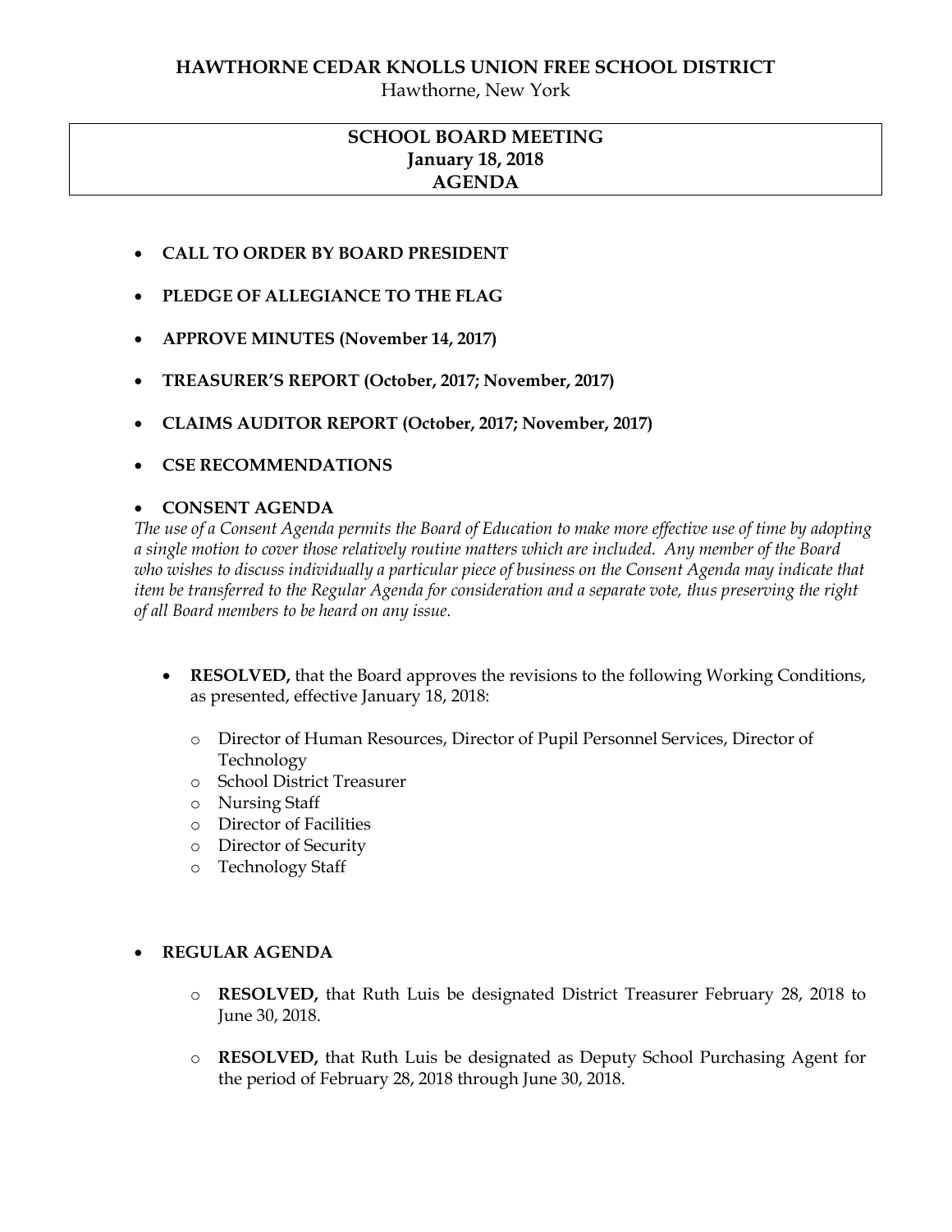**HAWTHORNE CEDAR KNOLLS UNION FREE SCHOOL DISTRICT**

Hawthorne, New York

# SCHOOL BOARD MEETING
## January 18, 2018
## AGENDA

- **CALL TO ORDER BY BOARD PRESIDENT**
- **PLEDGE OF ALLEGIANCE TO THE FLAG**
- **APPROVE MINUTES (November 14, 2017)**
- **TREASURER'S REPORT (October, 2017; November, 2017)**
- **CLAIMS AUDITOR REPORT (October, 2017; November, 2017)**
- **CSE RECOMMENDATIONS**
- **CONSENT AGENDA**

*The use of a Consent Agenda permits the Board of Education to make more effective use of time by adopting a single motion to cover those relatively routine matters which are included. Any member of the Board who wishes to discuss individually a particular piece of business on the Consent Agenda may indicate that item be transferred to the Regular Agenda for consideration and a separate vote, thus preserving the right of all Board members to be heard on any issue.*

  - **RESOLVED,** that the Board approves the revisions to the following Working Conditions, as presented, effective January 18, 2018:
    - Director of Human Resources, Director of Pupil Personnel Services, Director of Technology
    - School District Treasurer
    - Nursing Staff
    - Director of Facilities
    - Director of Security
    - Technology Staff

- **REGULAR AGENDA**
  - **RESOLVED,** that Ruth Luis be designated District Treasurer February 28, 2018 to June 30, 2018.
  - **RESOLVED,** that Ruth Luis be designated as Deputy School Purchasing Agent for the period of February 28, 2018 through June 30, 2018.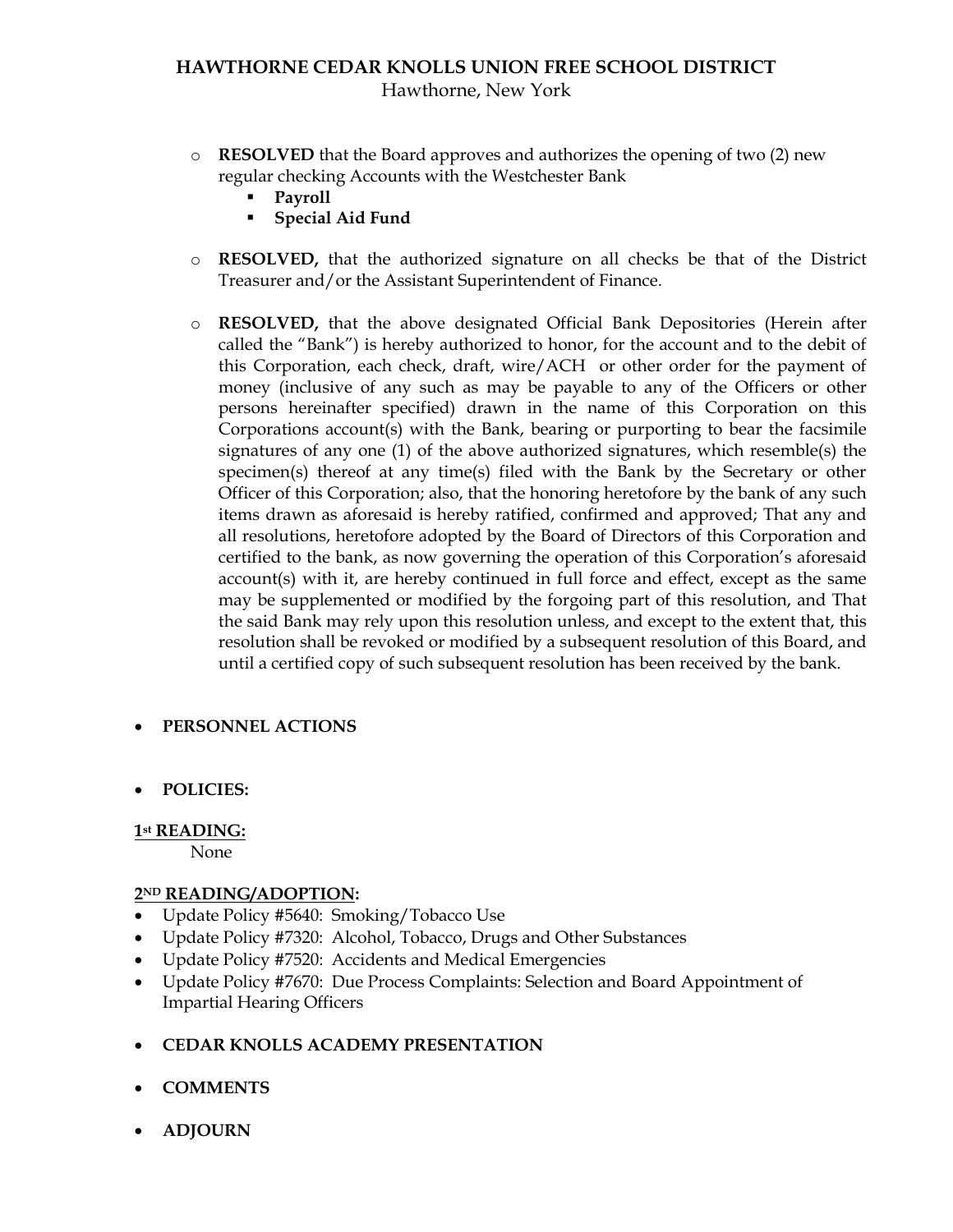# HAWTHORNE CEDAR KNOLLS UNION FREE SCHOOL DISTRICT

Hawthorne, New York

- **RESOLVED** that the Board approves and authorizes the opening of two (2) new regular checking Accounts with the Westchester Bank
  - **Payroll**
  - **Special Aid Fund**

- **RESOLVED,** that the authorized signature on all checks be that of the District Treasurer and/or the Assistant Superintendent of Finance.

- **RESOLVED,** that the above designated Official Bank Depositories (Herein after called the "Bank") is hereby authorized to honor, for the account and to the debit of this Corporation, each check, draft, wire/ACH or other order for the payment of money (inclusive of any such as may be payable to any of the Officers or other persons hereinafter specified) drawn in the name of this Corporation on this Corporations account(s) with the Bank, bearing or purporting to bear the facsimile signatures of any one (1) of the above authorized signatures, which resemble(s) the specimen(s) thereof at any time(s) filed with the Bank by the Secretary or other Officer of this Corporation; also, that the honoring heretofore by the bank of any such items drawn as aforesaid is hereby ratified, confirmed and approved; That any and all resolutions, heretofore adopted by the Board of Directors of this Corporation and certified to the bank, as now governing the operation of this Corporation's aforesaid account(s) with it, are hereby continued in full force and effect, except as the same may be supplemented or modified by the forgoing part of this resolution, and That the said Bank may rely upon this resolution unless, and except to the extent that, this resolution shall be revoked or modified by a subsequent resolution of this Board, and until a certified copy of such subsequent resolution has been received by the bank.

- **PERSONNEL ACTIONS**

- **POLICIES:**

**1st READING:**

None

**2ND READING/ADOPTION:**

- Update Policy #5640: Smoking/Tobacco Use
- Update Policy #7320: Alcohol, Tobacco, Drugs and Other Substances
- Update Policy #7520: Accidents and Medical Emergencies
- Update Policy #7670: Due Process Complaints: Selection and Board Appointment of Impartial Hearing Officers

- **CEDAR KNOLLS ACADEMY PRESENTATION**

- **COMMENTS**

- **ADJOURN**